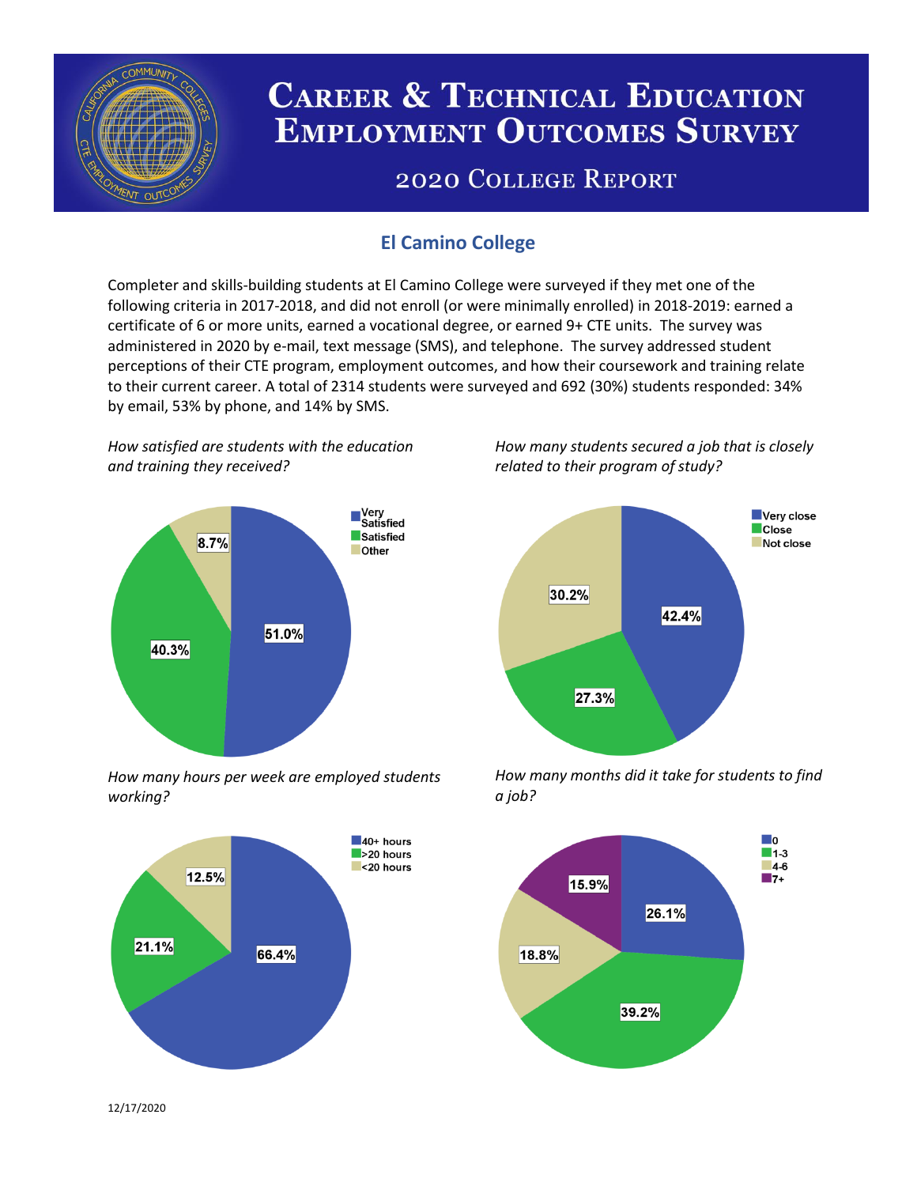# Career & Technical Education Employment Outcomes Survey

## 2020 College Report

### El Camino College

Completer and skills-building students at El Camino College were surveyed if they met one of the following criteria in 2017-2018, and did not enroll (or were minimally enrolled) in 2018-2019: earned a certificate of 6 or more units, earned a vocational degree, or earned 9+ CTE units. The survey was administered in 2020 by e-mail, text message (SMS), and telephone. The survey addressed student perceptions of their CTE program, employment outcomes, and how their coursework and training relate to their current career. A total of 2314 students were surveyed and 692 (30%) students responded: 34% by email, 53% by phone, and 14% by SMS.

*How satisfied are students with the education and training they received?*

| Response | Percent |
| --- | --- |
| Very Satisfied | 51.0% |
| Satisfied | 40.3% |
| Other | 8.7% |

*How many students secured a job that is closely related to their program of study?*

| Response | Percent |
| --- | --- |
| Very close | 42.4% |
| Close | 27.3% |
| Not close | 30.2% |

*How many hours per week are employed students working?*

| Response | Percent |
| --- | --- |
| 40+ hours | 66.4% |
| >20 hours | 21.1% |
| <20 hours | 12.5% |

*How many months did it take for students to find a job?*

| Months | Percent |
| --- | --- |
| 0 | 26.1% |
| 1-3 | 39.2% |
| 4-6 | 18.8% |
| 7+ | 15.9% |

12/17/2020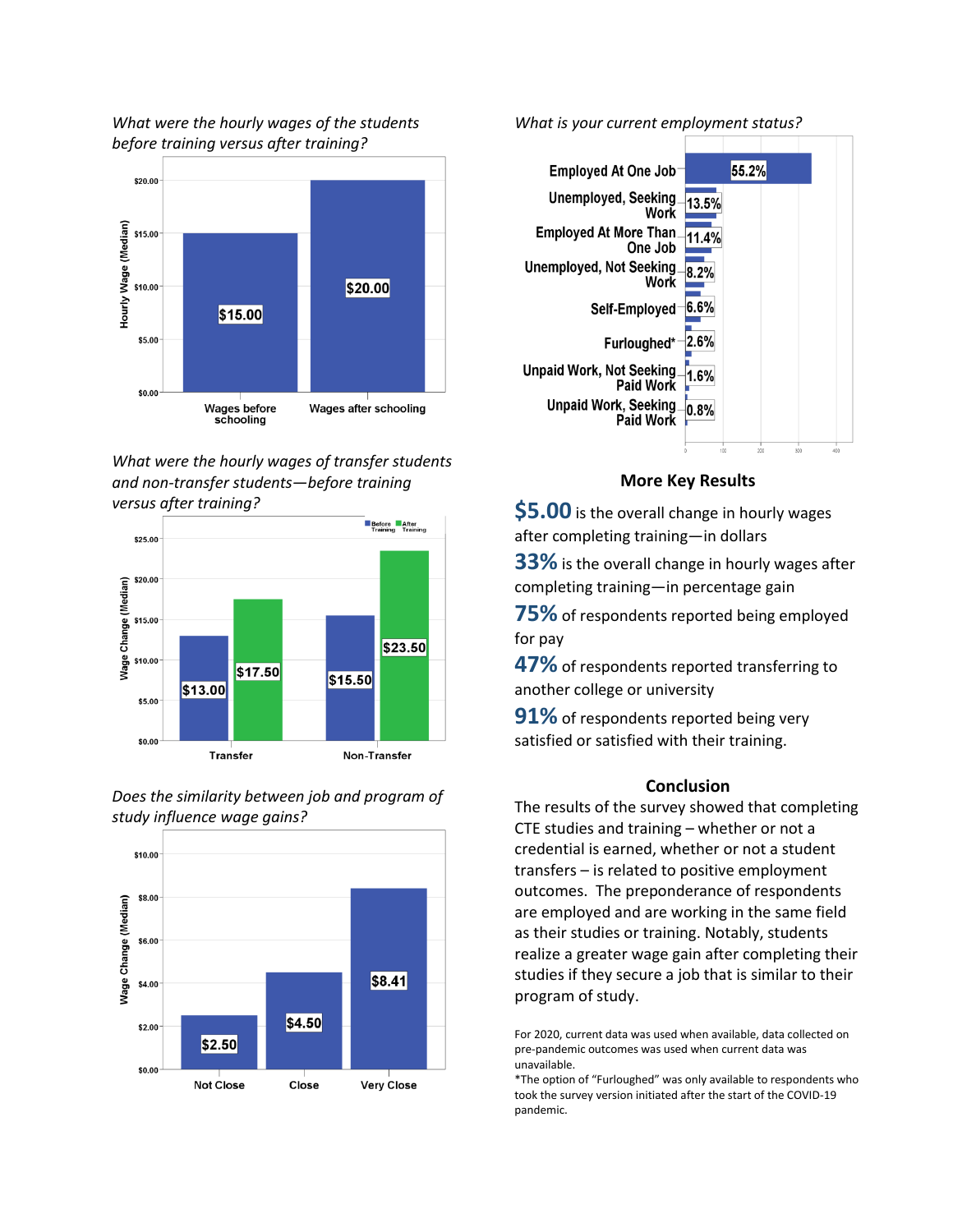*What were the hourly wages of the students before training versus after training?*

Hourly Wage (Median)

$20.00
$15.00
$10.00
$5.00
$0.00

$15.00
$20.00

Wages before schooling
Wages after schooling

*What were the hourly wages of transfer students and non-transfer students—before training versus after training?*

Before Training
After Training

Wage Change (Median)

$25.00
$20.00
$15.00
$10.00
$5.00
$0.00

$13.00
$17.50
$15.50
$23.50

Transfer
Non-Transfer

*Does the similarity between job and program of study influence wage gains?*

Wage Change (Median)

$10.00
$8.00
$6.00
$4.00
$2.00
$0.00

$2.50
$4.50
$8.41

Not Close
Close
Very Close

*What is your current employment status?*

Employed At One Job 55.2%
Unemployed, Seeking Work 13.5%
Employed At More Than One Job 11.4%
Unemployed, Not Seeking Work 8.2%
Self-Employed 6.6%
Furloughed* 2.6%
Unpaid Work, Not Seeking Paid Work 1.6%
Unpaid Work, Seeking Paid Work 0.8%

0
100
200
300
400

## More Key Results

**$5.00** is the overall change in hourly wages after completing training—in dollars

**33%** is the overall change in hourly wages after completing training—in percentage gain

**75%** of respondents reported being employed for pay

**47%** of respondents reported transferring to another college or university

**91%** of respondents reported being very satisfied or satisfied with their training.

## Conclusion

The results of the survey showed that completing CTE studies and training – whether or not a credential is earned, whether or not a student transfers – is related to positive employment outcomes. The preponderance of respondents are employed and are working in the same field as their studies or training. Notably, students realize a greater wage gain after completing their studies if they secure a job that is similar to their program of study.

For 2020, current data was used when available, data collected on pre-pandemic outcomes was used when current data was unavailable.
*The option of "Furloughed" was only available to respondents who took the survey version initiated after the start of the COVID-19 pandemic.